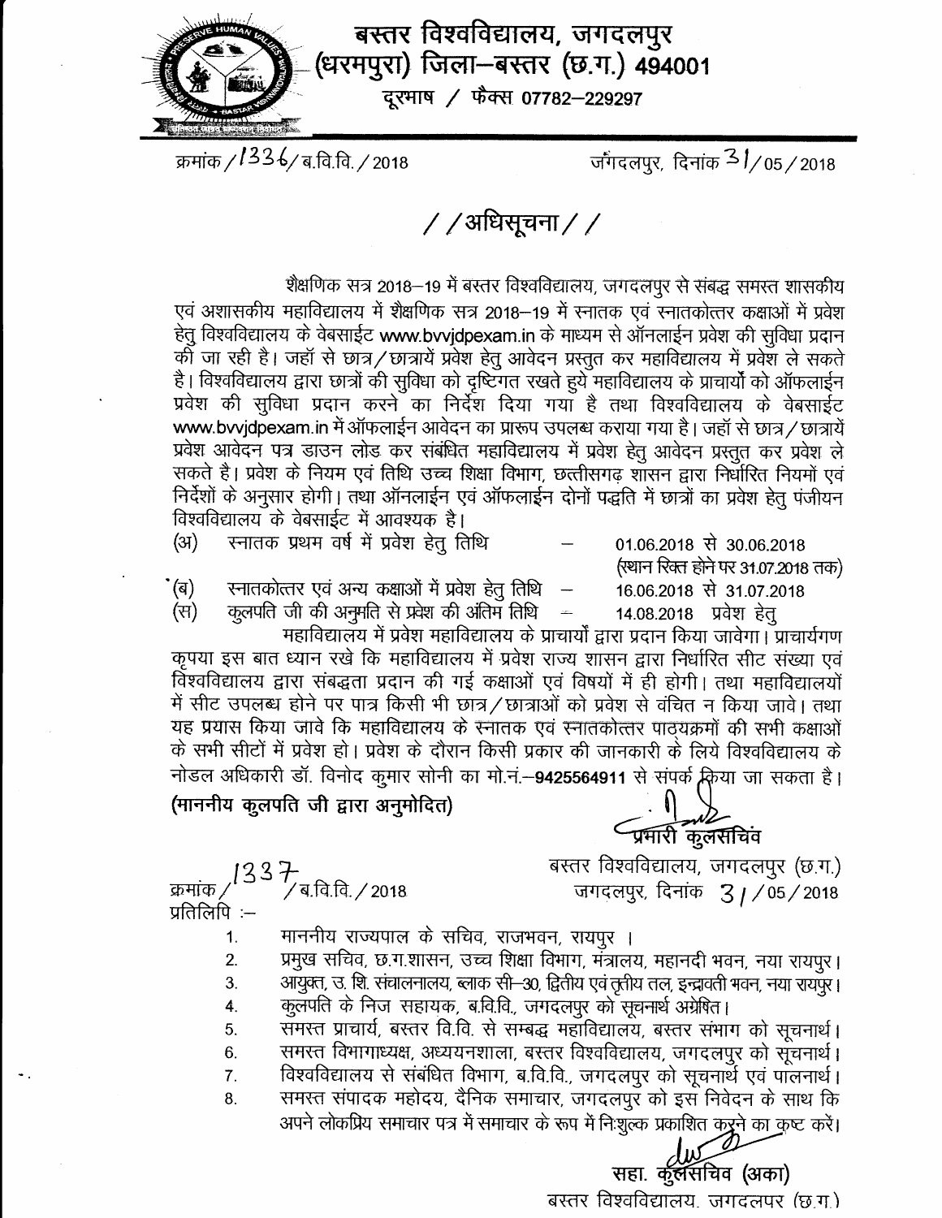# बस्तर विश्वविद्यालय, जगदलपुर
## (धरमपुरा) जिला–बस्तर (छ.ग.) 494001
दूरभाष / फैक्स 07782–229297

क्रमांक /1336/ ब.वि.वि. / 2018 जगदलपुर, दिनांक 31/05/2018

## //अधिसूचना//

शैक्षणिक सत्र 2018–19 में बस्तर विश्वविद्यालय, जगदलपुर से संबद्ध समस्त शासकीय एवं अशासकीय महाविद्यालय में शैक्षणिक सत्र 2018–19 में स्नातक एवं स्नातकोत्तर कक्षाओं में प्रवेश हेतु विश्वविद्यालय के वेबसाईट www.bvvjdpexam.in के माध्यम से ऑनलाईन प्रवेश की सुविधा प्रदान की जा रही है। जहाँ से छात्र/छात्रायें प्रवेश हेतु आवेदन प्रस्तुत कर महाविद्यालय में प्रवेश ले सकते है। विश्वविद्यालय द्वारा छात्रों की सुविधा को दृष्टिगत रखते हुये महाविद्यालय के प्राचार्यो को ऑफलाईन प्रवेश की सुविधा प्रदान करने का निर्देश दिया गया है तथा विश्वविद्यालय के वेबसाईट www.bvvjdpexam.in में ऑफलाईन आवेदन का प्रारूप उपलब्ध कराया गया है। जहाँ से छात्र/छात्रायें प्रवेश आवेदन पत्र डाउन लोड कर संबंधित महाविद्यालय में प्रवेश हेतु आवेदन प्रस्तुत कर प्रवेश ले सकते है। प्रवेश के नियम एवं तिथि उच्च शिक्षा विभाग, छत्तीसगढ़ शासन द्वारा निर्धारित नियमों एवं निर्देशों के अनुसार होगी। तथा ऑनलाईन एवं ऑफलाईन दोनों पद्धति में छात्रों का प्रवेश हेतु पंजीयन विश्वविद्यालय के वेबसाईट में आवश्यक है।

(अ) स्नातक प्रथम वर्ष में प्रवेश हेतु तिथि – 01.06.2018 से 30.06.2018 (स्थान रिक्त होने पर 31.07.2018 तक)

(ब) स्नातकोत्तर एवं अन्य कक्षाओं में प्रवेश हेतु तिथि – 16.06.2018 से 31.07.2018

(स) कुलपति जी की अनुमति से प्रवेश की अंतिम तिथि – 14.08.2018 प्रवेश हेतु

महाविद्यालय में प्रवेश महाविद्यालय के प्राचार्यो द्वारा प्रदान किया जावेगा। प्राचार्यगण कृपया इस बात ध्यान रखे कि महाविद्यालय में प्रवेश राज्य शासन द्वारा निर्धारित सीट संख्या एवं विश्वविद्यालय द्वारा संबद्धता प्रदान की गई कक्षाओं एवं विषयों में ही होगी। तथा महाविद्यालयों में सीट उपलब्ध होने पर पात्र किसी भी छात्र/छात्राओं को प्रवेश से वंचित न किया जावे। तथा यह प्रयास किया जावे कि महाविद्यालय के स्नातक एवं स्नातकोत्तर पाठ्यक्रमों की सभी कक्षाओं के सभी सीटों में प्रवेश हो। प्रवेश के दौरान किसी प्रकार की जानकारी के लिये विश्वविद्यालय के नोडल अधिकारी डॉ. विनोद कुमार सोनी का मो.नं.–**9425564911** से संपर्क किया जा सकता है।

**(माननीय कुलपति जी द्वारा अनुमोदित)**

प्रभारी कुलसचिव
बस्तर विश्वविद्यालय, जगदलपुर (छ.ग.)

क्रमांक /1337/ ब.वि.वि. / 2018 जगदलपुर, दिनांक 31/05/2018

प्रतिलिपि :–

1. माननीय राज्यपाल के सचिव, राजभवन, रायपुर ।
2. प्रमुख सचिव, छ.ग.शासन, उच्च शिक्षा विभाग, मंत्रालय, महानदी भवन, नया रायपुर।
3. आयुक्त, उ. शि. संचालनालय, ब्लाक सी–30, द्वितीय एवं तृतीय तल, इन्द्रावती भवन, नया रायपुर।
4. कुलपति के निज सहायक, ब.वि.वि., जगदलपुर को सूचनार्थ अग्रेषित।
5. समस्त प्राचार्य, बस्तर वि.वि. से सम्बद्ध महाविद्यालय, बस्तर संभाग को सूचनार्थ।
6. समस्त विभागाध्यक्ष, अध्ययनशाला, बस्तर विश्वविद्यालय, जगदलपुर को सूचनार्थ।
7. विश्वविद्यालय से संबंधित विभाग, ब.वि.वि., जगदलपुर को सूचनार्थ एवं पालनार्थ।
8. समस्त संपादक महोदय, दैनिक समाचार, जगदलपुर को इस निवेदन के साथ कि अपने लोकप्रिय समाचार पत्र में समाचार के रूप में निःशुल्क प्रकाशित करने का कष्ट करें।

सहा. कुलसचिव (अका)
बस्तर विश्वविद्यालय, जगदलपुर (छ.ग.)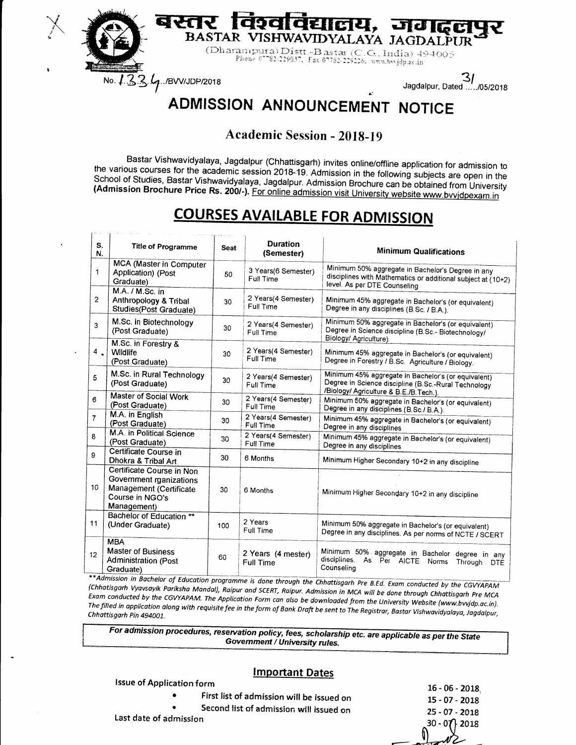# बस्तर विश्वविद्यालय, जगदलपुर

BASTAR VISHWAVIDYALAYA JAGDALPUR

(Dharampura) Distt.-Bastar (C.G. India) 494005
Phone 07782-229037, Fax 07782-229226, www.bvvjdp.ac.in

No. 1334/BVV/JDP/2018

Jagdalpur, Dated 31/05/2018

# ADMISSION ANNOUNCEMENT NOTICE

## Academic Session - 2018-19

Bastar Vishwavidyalaya, Jagdalpur (Chhattisgarh) invites online/offline application for admission to the various courses for the academic session 2018-19. Admission in the following subjects are open in the School of Studies, Bastar Vishwavidyalaya, Jagdalpur. Admission Brochure can be obtained from University **(Admission Brochure Price Rs. 200/-).** For online admission visit University website www.bvvjdpexam.in

## COURSES AVAILABLE FOR ADMISSION

| S. N. | Title of Programme | Seat | Duration (Semester) | Minimum Qualifications |
|---|---|---|---|---|
| 1 | MCA (Master in Computer Application) (Post Graduate) | 50 | 3 Years(6 Semester) Full Time | Minimum 50% aggregate in Bachelor's Degree in any disciplines with Mathematics or additional subject at (10+2) level. As per DTE Counseling |
| 2 | M.A. / M.Sc. in Anthropology & Tribal Studies(Post Graduate) | 30 | 2 Years(4 Semester) Full Time | Minimum 45% aggregate in Bachelor's (or equivalent) Degree in any disciplines (B.Sc. / B.A.). |
| 3 | M.Sc. in Biotechnology (Post Graduate) | 30 | 2 Years(4 Semester) Full Time | Minimum 50% aggregate in Bachelor's (or equivalent) Degree in Science discipline (B.Sc.- Biotechnology/ Biology/ Agriculture) |
| 4. | M.Sc. in Forestry & Wildlife (Post Graduate) | 30 | 2 Years(4 Semester) Full Time | Minimum 45% aggregate in Bachelor's (or equivalent) Degree in Forestry / B.Sc. Agriculture / Biology. |
| 5 | M.Sc. in Rural Technology (Post Graduate) | 30 | 2 Years(4 Semester) Full Time | Minimum 45% aggregate in Bachelor's (or equivalent) Degree in Science discipline (B.Sc.-Rural Technology /Biology/ Agriculture & B.E./B.Tech.). |
| 6 | Master of Social Work (Post Graduate) | 30 | 2 Years(4 Semester) Full Time | Minimum 50% aggregate in Bachelor's (or equivalent) Degree in any disciplines (B.Sc./ B.A.). |
| 7 | M.A. in English (Post Graduate) | 30 | 2 Years(4 Semester) Full Time | Minimum 45% aggregate in Bachelor's (or equivalent) Degree in any disciplines |
| 8 | M.A. in Political Science (Post Graduate) | 30 | 2 Years(4 Semester) Full Time | Minimum 45% aggregate in Bachelor's (or equivalent) Degree in any disciplines |
| 9 | Certificate Course in Dhokra & Tribal Art | 30 | 6 Months | Minimum Higher Secondary 10+2 in any discipline |
| 10 | Certificate Course in Non Government rganizations Management (Certificate Course in NGO's Management) | 30 | 6 Months | Minimum Higher Secondary 10+2 in any discipline |
| 11 | Bachelor of Education ** (Under Graduate) | 100 | 2 Years Full Time | Minimum 50% aggregate in Bachelor's (or equivalent) Degree in any disciplines. As per norms of NCTE / SCERT |
| 12 | MBA Master of Business Administration (Post Graduate) | 60 | 2 Years (4 mester) Full Time | Minimum 50% aggregate in Bachelor degree in any disciplines. As Per AICTE Norms Through DTE Counseling |

*\*\*Admission in Bachelor of Education programme is done through the Chhattisgarh Pre B.Ed. Exam conducted by the CGVYAPAM (Chhatisgarh Vyavsayik Pariksha Mandal), Raipur and SCERT, Raipur. Admission in MCA will be done through Chhattisgarh Pre MCA Exam conducted by the CGVYAPAM. The Application Form can also be downloaded from the University Website (www.bvvjdp.ac.in). The filled in application along with requisite fee in the form of Bank Draft be sent to The Registrar, Bastar Vishwavidyalaya, Jagdalpur, Chhattisgarh Pin 494001.*

***For admission procedures, reservation policy, fees, scholarship etc. are applicable as per the State Government / University rules.***

## Important Dates

| | |
|---|---|
| Issue of Application form | 16 - 06 - 2018 |
| • First list of admission will be issued on | 15 - 07 - 2018 |
| • Second list of admission will issued on | 25 - 07 - 2018 |
| Last date of admission | 30 - 07 - 2018 |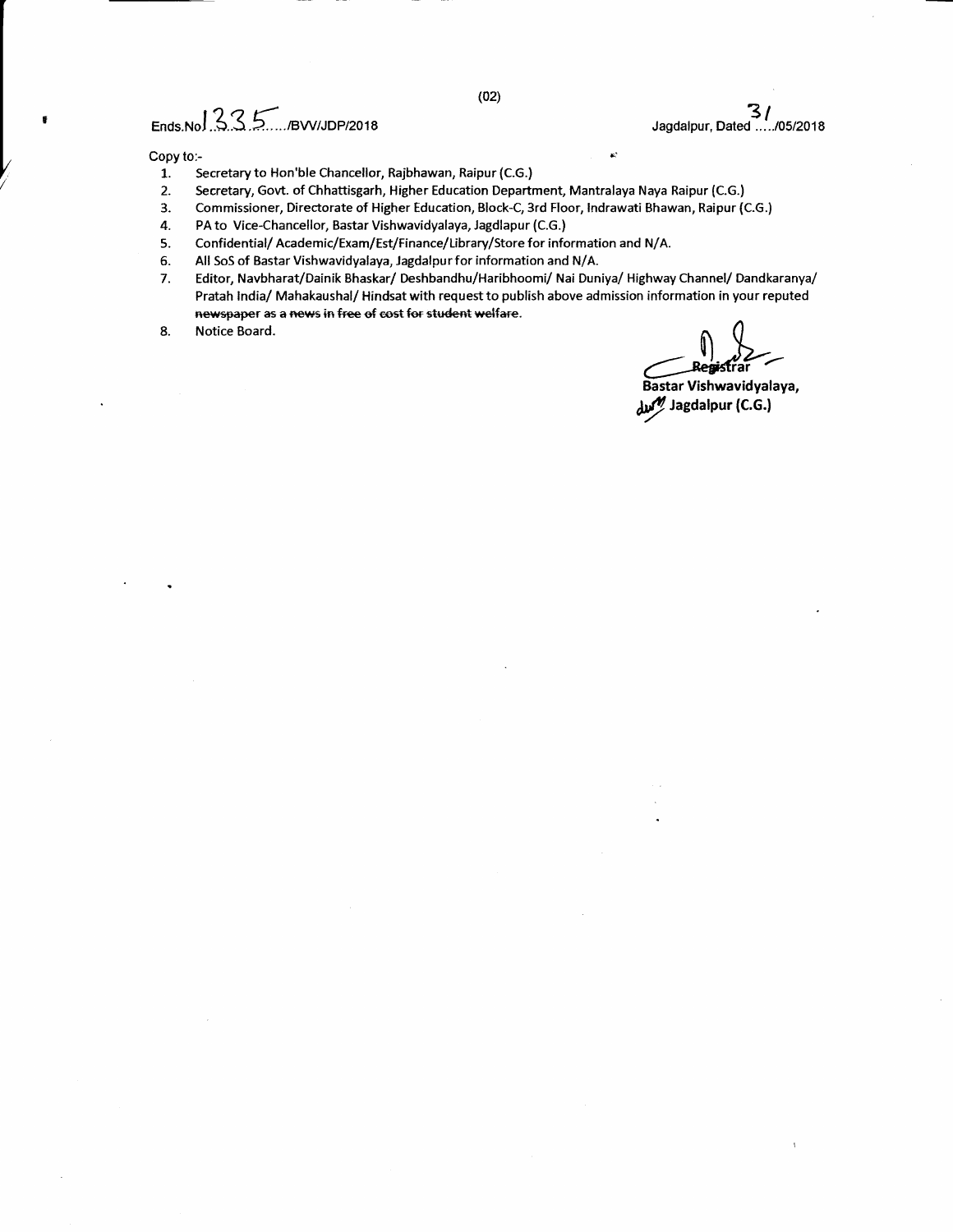Ends.No 1335 ....../BVV/JDP/2018

Jagdalpur, Dated 31/05/2018

Copy to:-

1. Secretary to Hon'ble Chancellor, Rajbhawan, Raipur (C.G.)
2. Secretary, Govt. of Chhattisgarh, Higher Education Department, Mantralaya Naya Raipur (C.G.)
3. Commissioner, Directorate of Higher Education, Block-C, 3rd Floor, Indrawati Bhawan, Raipur (C.G.)
4. PA to Vice-Chancellor, Bastar Vishwavidyalaya, Jagdlapur (C.G.)
5. Confidential/ Academic/Exam/Est/Finance/Library/Store for information and N/A.
6. All SoS of Bastar Vishwavidyalaya, Jagdalpur for information and N/A.
7. Editor, Navbharat/Dainik Bhaskar/ Deshbandhu/Haribhoomi/ Nai Duniya/ Highway Channel/ Dandkaranya/ Pratah India/ Mahakaushal/ Hindsat with request to publish above admission information in your reputed ~~newspaper as a news in free of cost for student welfare.~~
8. Notice Board.

Registrar

**Bastar Vishwavidyalaya,**

**Jagdalpur (C.G.)**